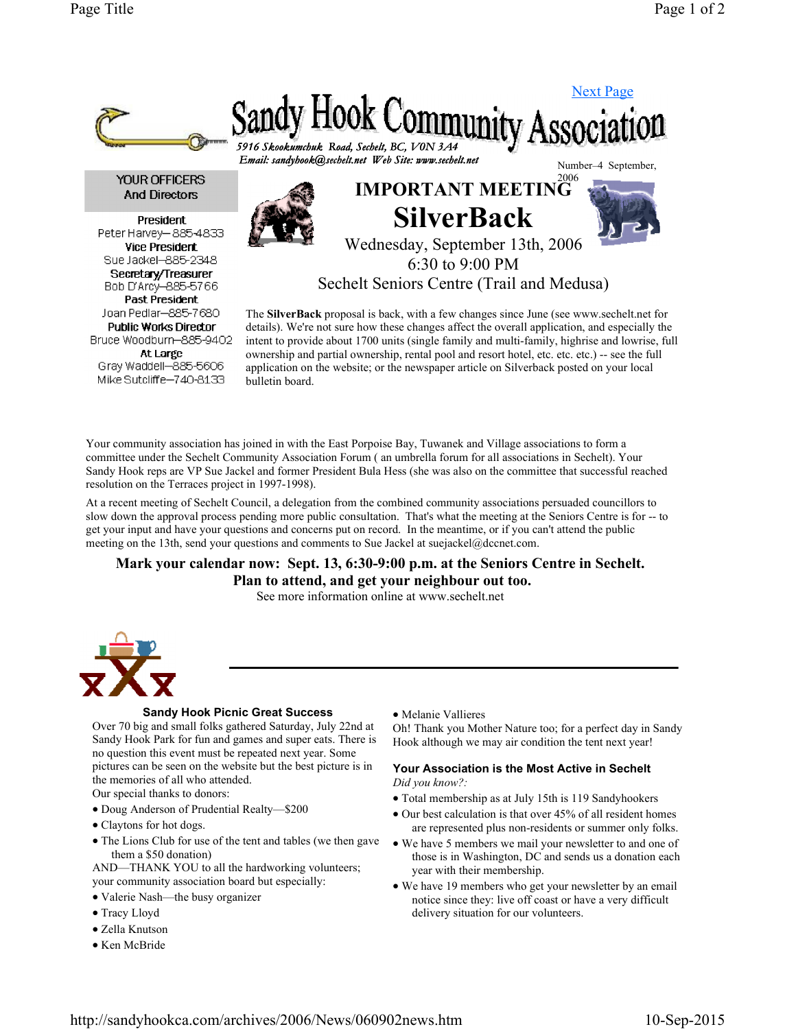[Next Page](#)

# Sandy Hook Community Association

*5916 Skookumchuk Road, Sechelt, BC, V0N 3A4*
*Email: sandyhook@sechelt.net Web Site: www.sechelt.net*

Number–4 September, 2006

**YOUR OFFICERS And Directors**

**President**
Peter Harvey—885-4833
**Vice President**
Sue Jackel—885-2348
**Secretary/Treasurer**
Bob D'Arcy—885-5766
**Past President**
Joan Pedlar—885-7680
**Public Works Director**
Bruce Woodburn—885-9402
**At Large**
Gray Waddell—885-5606
Mike Sutcliffe—740-8133

## IMPORTANT MEETING

## SilverBack

Wednesday, September 13th, 2006
6:30 to 9:00 PM
Sechelt Seniors Centre (Trail and Medusa)

The **SilverBack** proposal is back, with a few changes since June (see www.sechelt.net for details). We're not sure how these changes affect the overall application, and especially the intent to provide about 1700 units (single family and multi-family, highrise and lowrise, full ownership and partial ownership, rental pool and resort hotel, etc. etc. etc.) -- see the full application on the website; or the newspaper article on Silverback posted on your local bulletin board.

Your community association has joined in with the East Porpoise Bay, Tuwanek and Village associations to form a committee under the Sechelt Community Association Forum ( an umbrella forum for all associations in Sechelt). Your Sandy Hook reps are VP Sue Jackel and former President Bula Hess (she was also on the committee that successful reached resolution on the Terraces project in 1997-1998).

At a recent meeting of Sechelt Council, a delegation from the combined community associations persuaded councillors to slow down the approval process pending more public consultation. That's what the meeting at the Seniors Centre is for -- to get your input and have your questions and concerns put on record. In the meantime, or if you can't attend the public meeting on the 13th, send your questions and comments to Sue Jackel at suejackel@dccnet.com.

**Mark your calendar now: Sept. 13, 6:30-9:00 p.m. at the Seniors Centre in Sechelt.**
**Plan to attend, and get your neighbour out too.**
See more information online at www.sechelt.net

---

### Sandy Hook Picnic Great Success

Over 70 big and small folks gathered Saturday, July 22nd at Sandy Hook Park for fun and games and super eats. There is no question this event must be repeated next year. Some pictures can be seen on the website but the best picture is in the memories of all who attended.

Our special thanks to donors:

- Doug Anderson of Prudential Realty—$200
- Claytons for hot dogs.
- The Lions Club for use of the tent and tables (we then gave them a $50 donation)

AND—THANK YOU to all the hardworking volunteers; your community association board but especially:

- Valerie Nash—the busy organizer
- Tracy Lloyd
- Zella Knutson
- Ken McBride
- Melanie Vallieres

Oh! Thank you Mother Nature too; for a perfect day in Sandy Hook although we may air condition the tent next year!

### Your Association is the Most Active in Sechelt

*Did you know?:*

- Total membership as at July 15th is 119 Sandyhookers
- Our best calculation is that over 45% of all resident homes are represented plus non-residents or summer only folks.
- We have 5 members we mail your newsletter to and one of those is in Washington, DC and sends us a donation each year with their membership.
- We have 19 members who get your newsletter by an email notice since they: live off coast or have a very difficult delivery situation for our volunteers.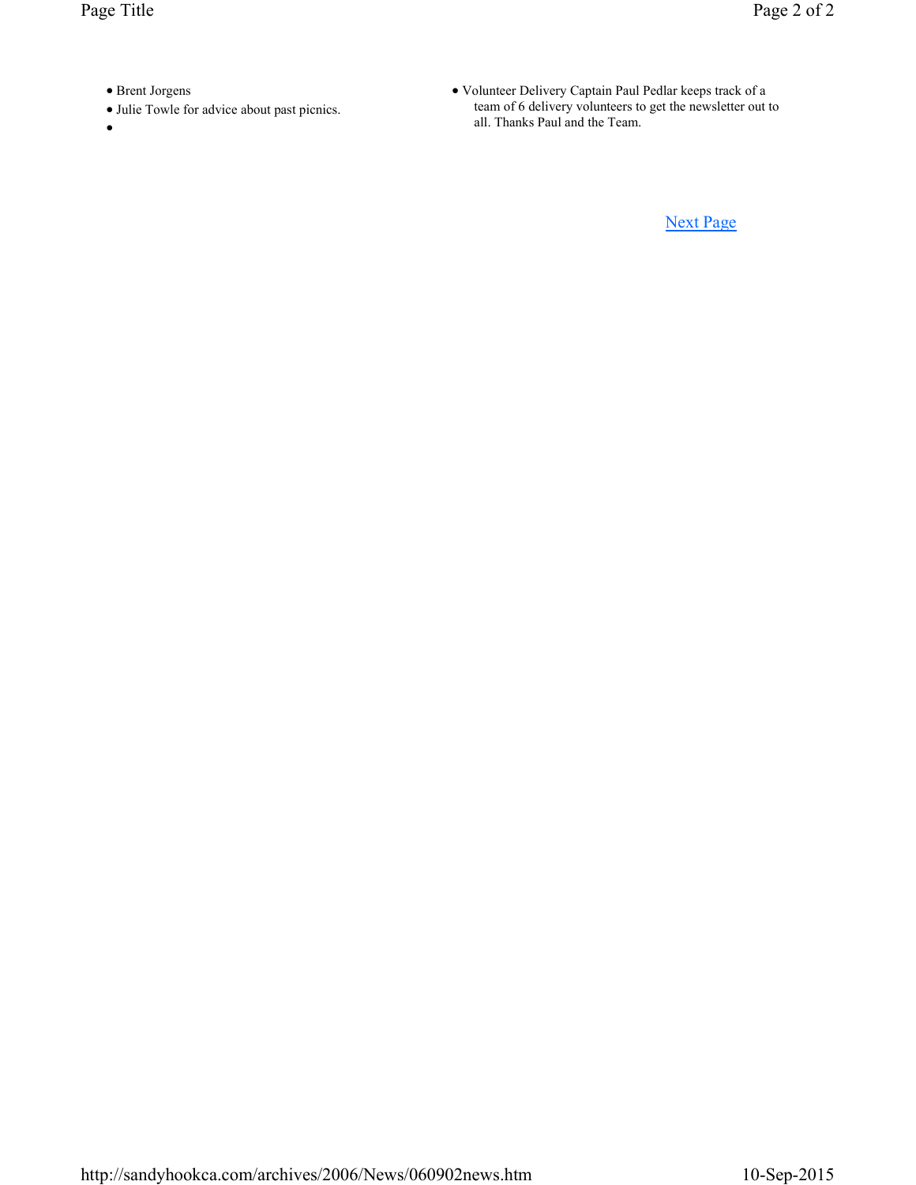- Brent Jorgens
- Julie Towle for advice about past picnics.
-

- Volunteer Delivery Captain Paul Pedlar keeps track of a team of 6 delivery volunteers to get the newsletter out to all. Thanks Paul and the Team.

Next Page